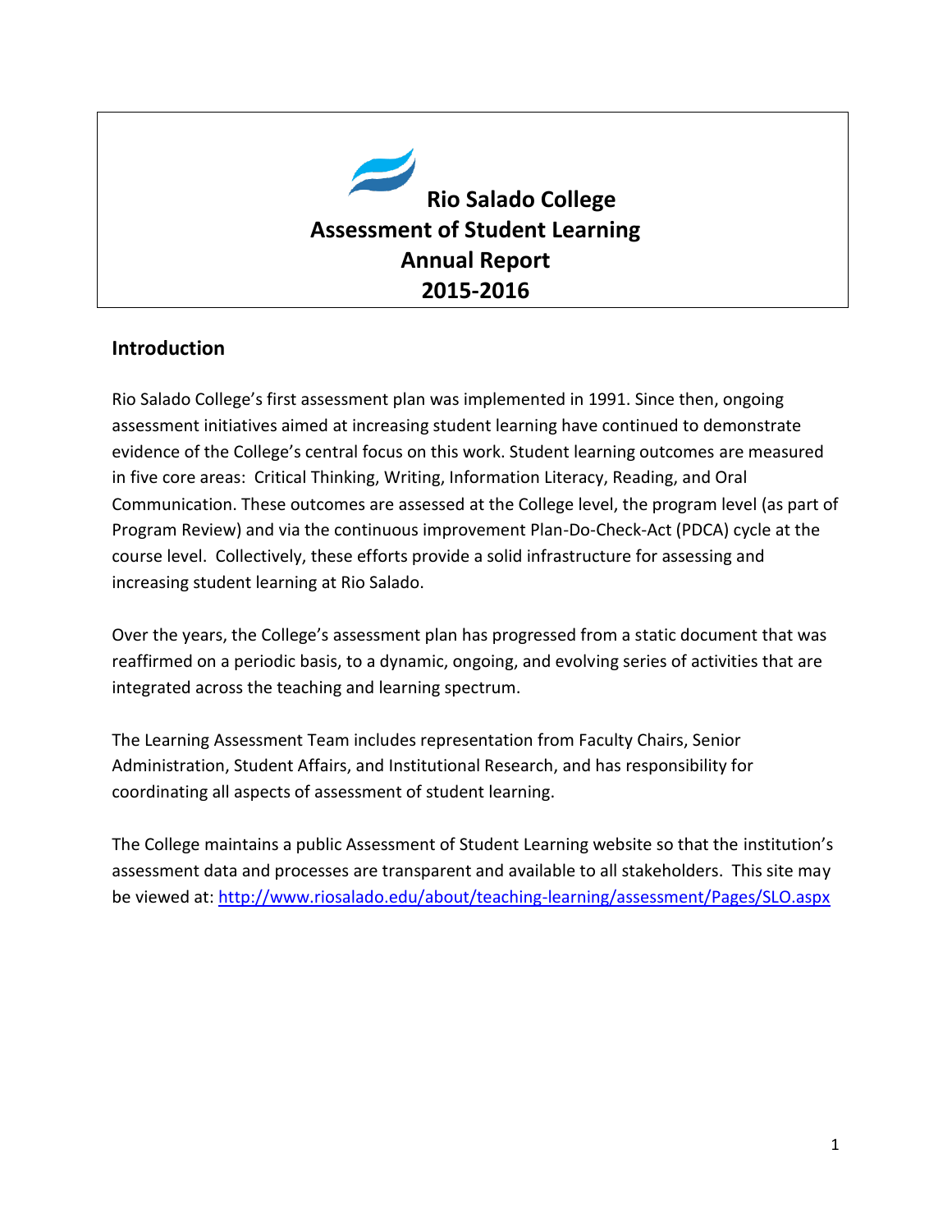# Rio Salado College Assessment of Student Learning Annual Report 2015-2016

## Introduction

Rio Salado College's first assessment plan was implemented in 1991. Since then, ongoing assessment initiatives aimed at increasing student learning have continued to demonstrate evidence of the College's central focus on this work. Student learning outcomes are measured in five core areas: Critical Thinking, Writing, Information Literacy, Reading, and Oral Communication. These outcomes are assessed at the College level, the program level (as part of Program Review) and via the continuous improvement Plan-Do-Check-Act (PDCA) cycle at the course level. Collectively, these efforts provide a solid infrastructure for assessing and increasing student learning at Rio Salado.

Over the years, the College's assessment plan has progressed from a static document that was reaffirmed on a periodic basis, to a dynamic, ongoing, and evolving series of activities that are integrated across the teaching and learning spectrum.

The Learning Assessment Team includes representation from Faculty Chairs, Senior Administration, Student Affairs, and Institutional Research, and has responsibility for coordinating all aspects of assessment of student learning.

The College maintains a public Assessment of Student Learning website so that the institution's assessment data and processes are transparent and available to all stakeholders. This site may be viewed at: [http://www.riosalado.edu/about/teaching-learning/assessment/Pages/SLO.aspx](http://www.riosalado.edu/about/teaching-learning/assessment/Pages/SLO.aspx)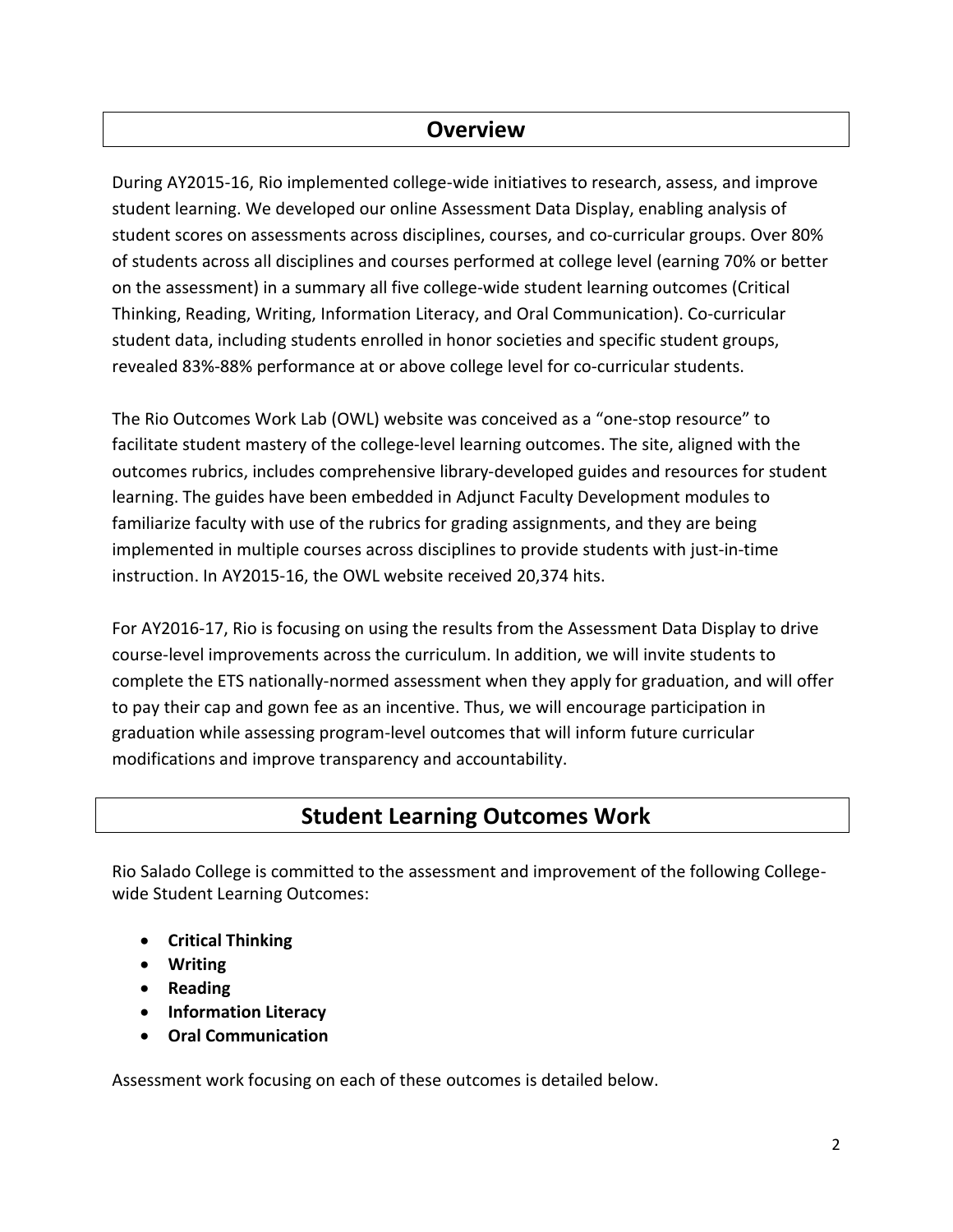## Overview

During AY2015-16, Rio implemented college-wide initiatives to research, assess, and improve student learning. We developed our online Assessment Data Display, enabling analysis of student scores on assessments across disciplines, courses, and co-curricular groups. Over 80% of students across all disciplines and courses performed at college level (earning 70% or better on the assessment) in a summary all five college-wide student learning outcomes (Critical Thinking, Reading, Writing, Information Literacy, and Oral Communication). Co-curricular student data, including students enrolled in honor societies and specific student groups, revealed 83%-88% performance at or above college level for co-curricular students.

The Rio Outcomes Work Lab (OWL) website was conceived as a "one-stop resource" to facilitate student mastery of the college-level learning outcomes. The site, aligned with the outcomes rubrics, includes comprehensive library-developed guides and resources for student learning. The guides have been embedded in Adjunct Faculty Development modules to familiarize faculty with use of the rubrics for grading assignments, and they are being implemented in multiple courses across disciplines to provide students with just-in-time instruction. In AY2015-16, the OWL website received 20,374 hits.

For AY2016-17, Rio is focusing on using the results from the Assessment Data Display to drive course-level improvements across the curriculum. In addition, we will invite students to complete the ETS nationally-normed assessment when they apply for graduation, and will offer to pay their cap and gown fee as an incentive. Thus, we will encourage participation in graduation while assessing program-level outcomes that will inform future curricular modifications and improve transparency and accountability.

## Student Learning Outcomes Work

Rio Salado College is committed to the assessment and improvement of the following College-wide Student Learning Outcomes:

- **Critical Thinking**
- **Writing**
- **Reading**
- **Information Literacy**
- **Oral Communication**

Assessment work focusing on each of these outcomes is detailed below.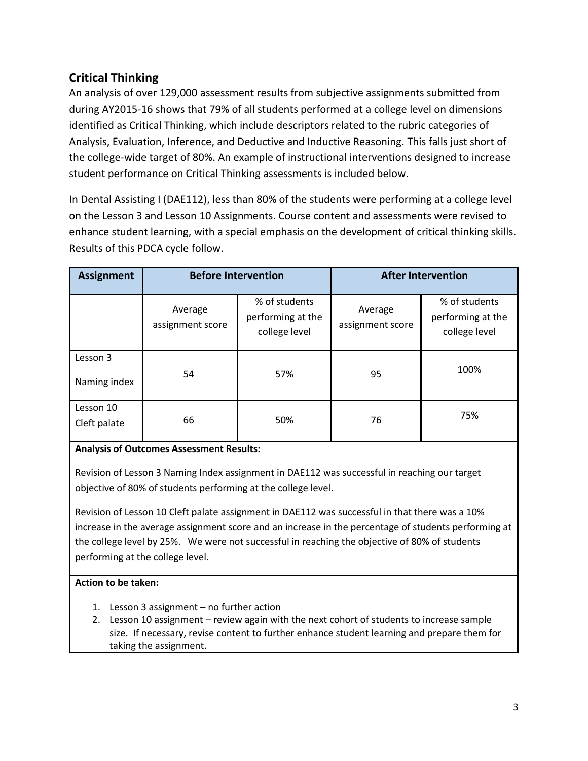## Critical Thinking

An analysis of over 129,000 assessment results from subjective assignments submitted from during AY2015-16 shows that 79% of all students performed at a college level on dimensions identified as Critical Thinking, which include descriptors related to the rubric categories of Analysis, Evaluation, Inference, and Deductive and Inductive Reasoning. This falls just short of the college-wide target of 80%. An example of instructional interventions designed to increase student performance on Critical Thinking assessments is included below.

In Dental Assisting I (DAE112), less than 80% of the students were performing at a college level on the Lesson 3 and Lesson 10 Assignments. Course content and assessments were revised to enhance student learning, with a special emphasis on the development of critical thinking skills. Results of this PDCA cycle follow.

| Assignment | Before Intervention | | After Intervention | |
|---|---|---|---|---|
| | Average assignment score | % of students performing at the college level | Average assignment score | % of students performing at the college level |
| Lesson 3 Naming index | 54 | 57% | 95 | 100% |
| Lesson 10 Cleft palate | 66 | 50% | 76 | 75% |

**Analysis of Outcomes Assessment Results:**

Revision of Lesson 3 Naming Index assignment in DAE112 was successful in reaching our target objective of 80% of students performing at the college level.

Revision of Lesson 10 Cleft palate assignment in DAE112 was successful in that there was a 10% increase in the average assignment score and an increase in the percentage of students performing at the college level by 25%. We were not successful in reaching the objective of 80% of students performing at the college level.

**Action to be taken:**

1. Lesson 3 assignment – no further action
2. Lesson 10 assignment – review again with the next cohort of students to increase sample size. If necessary, revise content to further enhance student learning and prepare them for taking the assignment.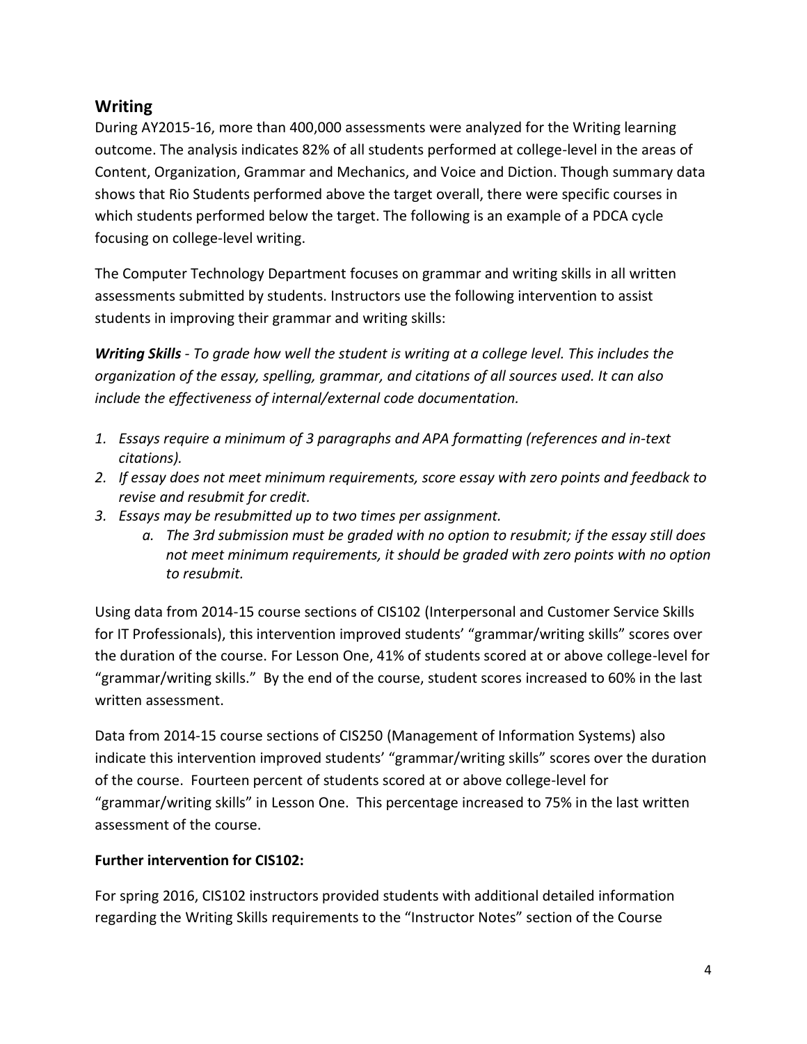## Writing

During AY2015-16, more than 400,000 assessments were analyzed for the Writing learning outcome. The analysis indicates 82% of all students performed at college-level in the areas of Content, Organization, Grammar and Mechanics, and Voice and Diction. Though summary data shows that Rio Students performed above the target overall, there were specific courses in which students performed below the target. The following is an example of a PDCA cycle focusing on college-level writing.

The Computer Technology Department focuses on grammar and writing skills in all written assessments submitted by students. Instructors use the following intervention to assist students in improving their grammar and writing skills:

***Writing Skills*** *- To grade how well the student is writing at a college level. This includes the organization of the essay, spelling, grammar, and citations of all sources used. It can also include the effectiveness of internal/external code documentation.*

1. *Essays require a minimum of 3 paragraphs and APA formatting (references and in-text citations).*
2. *If essay does not meet minimum requirements, score essay with zero points and feedback to revise and resubmit for credit.*
3. *Essays may be resubmitted up to two times per assignment.*
    a. *The 3rd submission must be graded with no option to resubmit; if the essay still does not meet minimum requirements, it should be graded with zero points with no option to resubmit.*

Using data from 2014-15 course sections of CIS102 (Interpersonal and Customer Service Skills for IT Professionals), this intervention improved students' "grammar/writing skills" scores over the duration of the course. For Lesson One, 41% of students scored at or above college-level for "grammar/writing skills." By the end of the course, student scores increased to 60% in the last written assessment.

Data from 2014-15 course sections of CIS250 (Management of Information Systems) also indicate this intervention improved students' "grammar/writing skills" scores over the duration of the course. Fourteen percent of students scored at or above college-level for "grammar/writing skills" in Lesson One. This percentage increased to 75% in the last written assessment of the course.

**Further intervention for CIS102:**

For spring 2016, CIS102 instructors provided students with additional detailed information regarding the Writing Skills requirements to the "Instructor Notes" section of the Course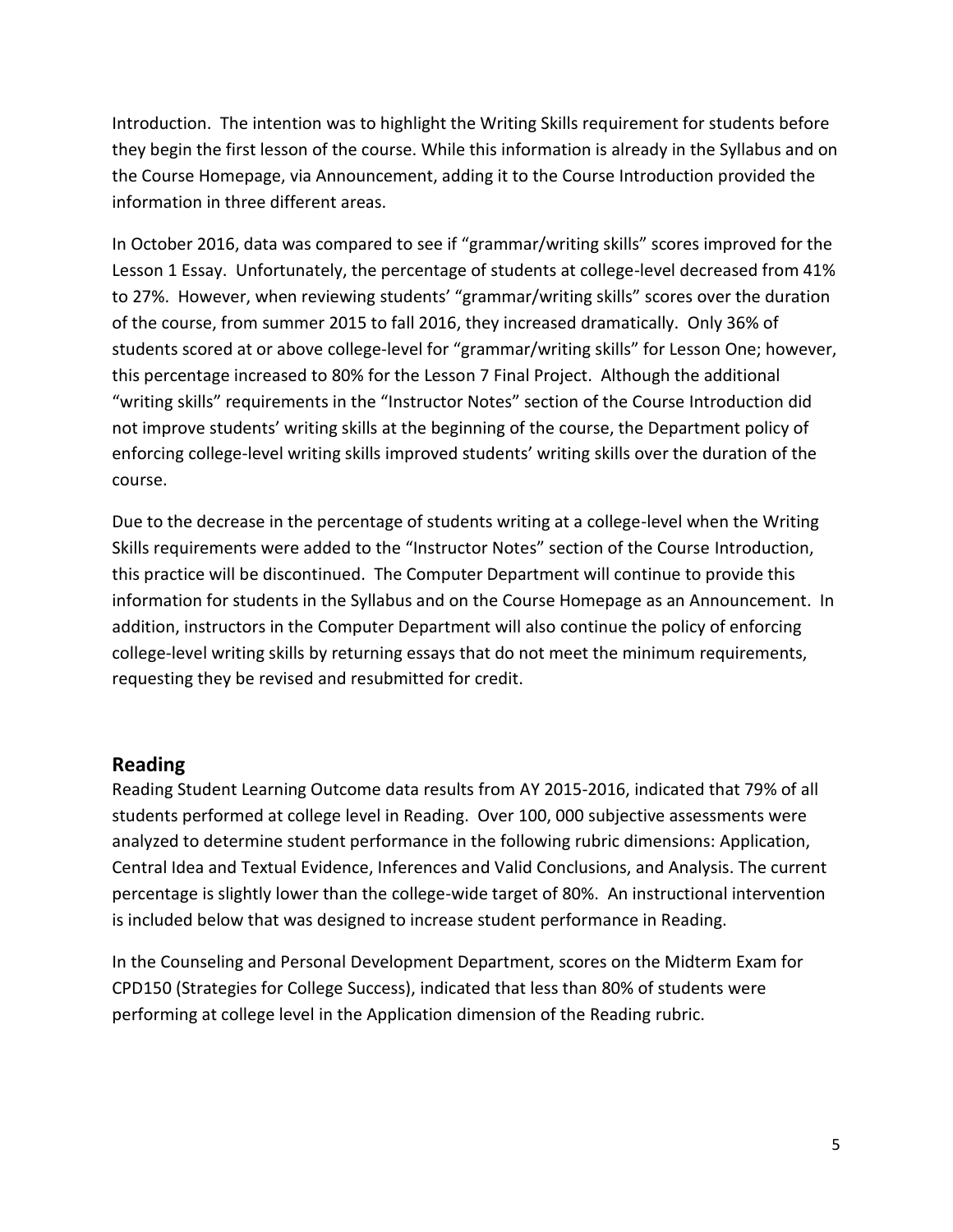Introduction. The intention was to highlight the Writing Skills requirement for students before they begin the first lesson of the course. While this information is already in the Syllabus and on the Course Homepage, via Announcement, adding it to the Course Introduction provided the information in three different areas.

In October 2016, data was compared to see if "grammar/writing skills" scores improved for the Lesson 1 Essay. Unfortunately, the percentage of students at college-level decreased from 41% to 27%. However, when reviewing students' "grammar/writing skills" scores over the duration of the course, from summer 2015 to fall 2016, they increased dramatically. Only 36% of students scored at or above college-level for "grammar/writing skills" for Lesson One; however, this percentage increased to 80% for the Lesson 7 Final Project. Although the additional "writing skills" requirements in the "Instructor Notes" section of the Course Introduction did not improve students' writing skills at the beginning of the course, the Department policy of enforcing college-level writing skills improved students' writing skills over the duration of the course.

Due to the decrease in the percentage of students writing at a college-level when the Writing Skills requirements were added to the "Instructor Notes" section of the Course Introduction, this practice will be discontinued. The Computer Department will continue to provide this information for students in the Syllabus and on the Course Homepage as an Announcement. In addition, instructors in the Computer Department will also continue the policy of enforcing college-level writing skills by returning essays that do not meet the minimum requirements, requesting they be revised and resubmitted for credit.

## Reading

Reading Student Learning Outcome data results from AY 2015-2016, indicated that 79% of all students performed at college level in Reading. Over 100, 000 subjective assessments were analyzed to determine student performance in the following rubric dimensions: Application, Central Idea and Textual Evidence, Inferences and Valid Conclusions, and Analysis. The current percentage is slightly lower than the college-wide target of 80%. An instructional intervention is included below that was designed to increase student performance in Reading.

In the Counseling and Personal Development Department, scores on the Midterm Exam for CPD150 (Strategies for College Success), indicated that less than 80% of students were performing at college level in the Application dimension of the Reading rubric.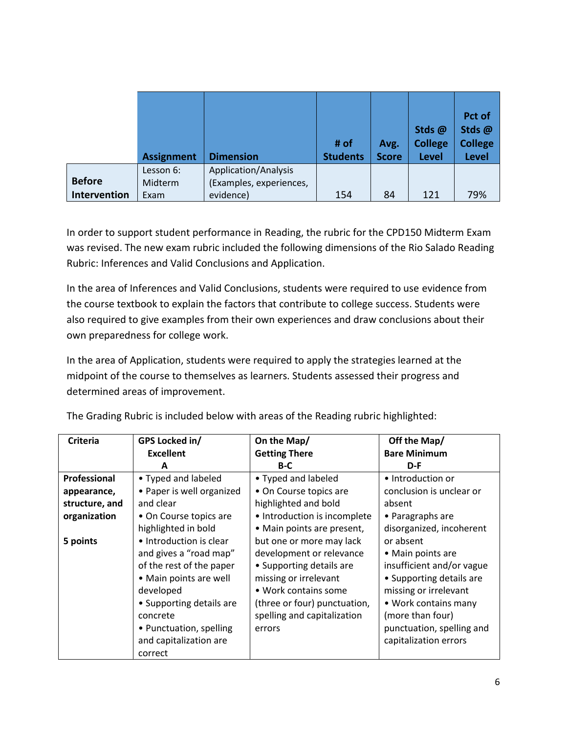| | Assignment | Dimension | # of Students | Avg. Score | Stds @ College Level | Pct of Stds @ College Level |
|---|---|---|---|---|---|---|
| **Before Intervention** | Lesson 6: Midterm Exam | Application/Analysis (Examples, experiences, evidence) | 154 | 84 | 121 | 79% |

In order to support student performance in Reading, the rubric for the CPD150 Midterm Exam was revised. The new exam rubric included the following dimensions of the Rio Salado Reading Rubric: Inferences and Valid Conclusions and Application.

In the area of Inferences and Valid Conclusions, students were required to use evidence from the course textbook to explain the factors that contribute to college success. Students were also required to give examples from their own experiences and draw conclusions about their own preparedness for college work.

In the area of Application, students were required to apply the strategies learned at the midpoint of the course to themselves as learners. Students assessed their progress and determined areas of improvement.

The Grading Rubric is included below with areas of the Reading rubric highlighted:

| **Criteria** | **GPS Locked in/ Excellent A** | **On the Map/ Getting There B-C** | **Off the Map/ Bare Minimum D-F** |
|---|---|---|---|
| **Professional appearance, structure, and organization**<br><br>**5 points** | • Typed and labeled<br>• Paper is well organized and clear<br>• On Course topics are highlighted in bold<br>• Introduction is clear and gives a "road map" of the rest of the paper<br>• Main points are well developed<br>• Supporting details are concrete<br>• Punctuation, spelling and capitalization are correct | • Typed and labeled<br>• On Course topics are highlighted and bold<br>• Introduction is incomplete<br>• Main points are present, but one or more may lack development or relevance<br>• Supporting details are missing or irrelevant<br>• Work contains some (three or four) punctuation, spelling and capitalization errors | • Introduction or conclusion is unclear or absent<br>• Paragraphs are disorganized, incoherent or absent<br>• Main points are insufficient and/or vague<br>• Supporting details are missing or irrelevant<br>• Work contains many (more than four) punctuation, spelling and capitalization errors |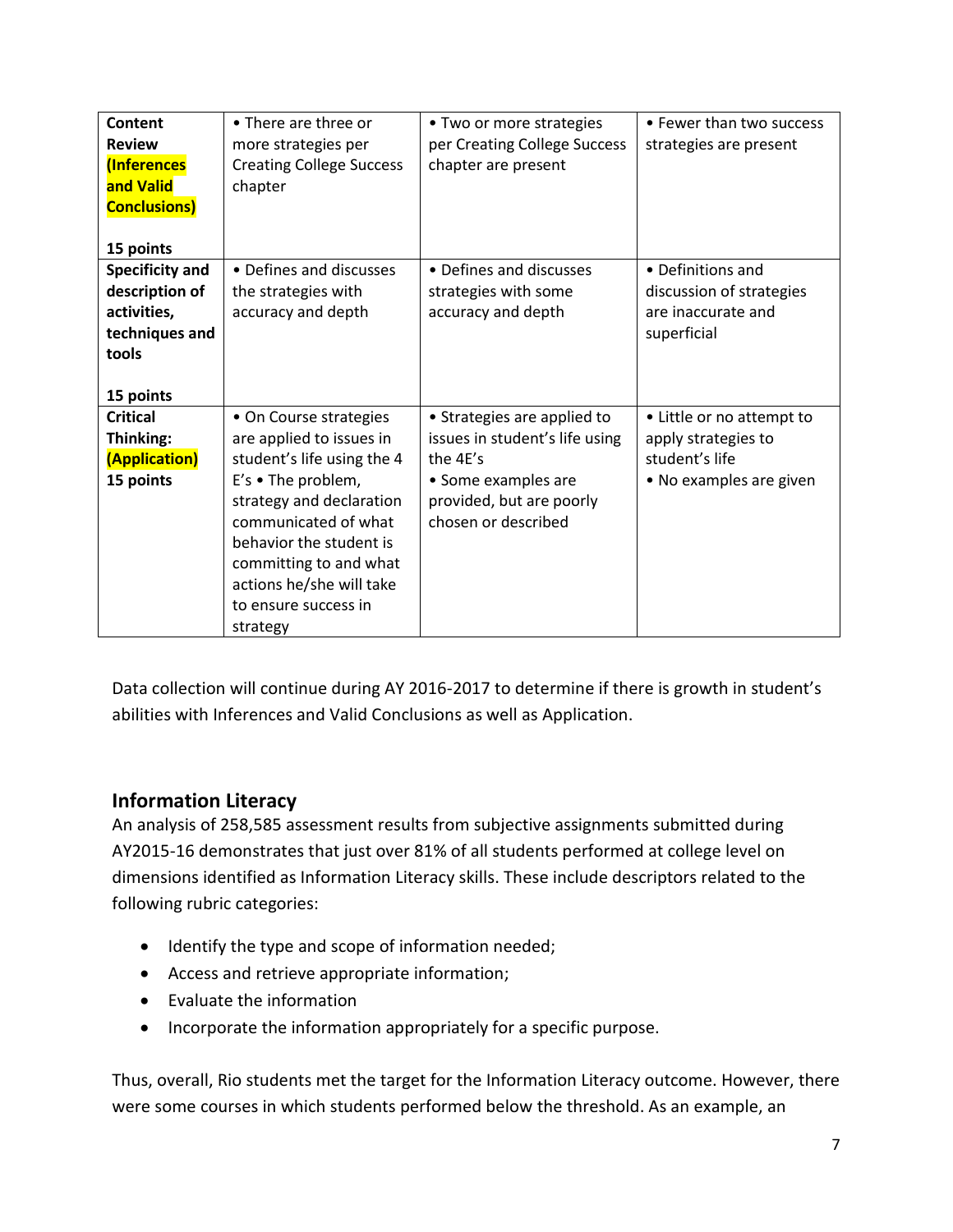| | | | |
|---|---|---|---|
| **Content Review (Inferences and Valid Conclusions)**<br><br>**15 points** | • There are three or more strategies per Creating College Success chapter | • Two or more strategies per Creating College Success chapter are present | • Fewer than two success strategies are present |
| **Specificity and description of activities, techniques and tools**<br><br>**15 points** | • Defines and discusses the strategies with accuracy and depth | • Defines and discusses strategies with some accuracy and depth | • Definitions and discussion of strategies are inaccurate and superficial |
| **Critical Thinking: (Application)**<br>**15 points** | • On Course strategies are applied to issues in student's life using the 4 E's • The problem, strategy and declaration communicated of what behavior the student is committing to and what actions he/she will take to ensure success in strategy | • Strategies are applied to issues in student's life using the 4E's<br>• Some examples are provided, but are poorly chosen or described | • Little or no attempt to apply strategies to student's life<br>• No examples are given |

Data collection will continue during AY 2016-2017 to determine if there is growth in student's abilities with Inferences and Valid Conclusions as well as Application.

## Information Literacy

An analysis of 258,585 assessment results from subjective assignments submitted during AY2015-16 demonstrates that just over 81% of all students performed at college level on dimensions identified as Information Literacy skills. These include descriptors related to the following rubric categories:

- Identify the type and scope of information needed;
- Access and retrieve appropriate information;
- Evaluate the information
- Incorporate the information appropriately for a specific purpose.

Thus, overall, Rio students met the target for the Information Literacy outcome. However, there were some courses in which students performed below the threshold. As an example, an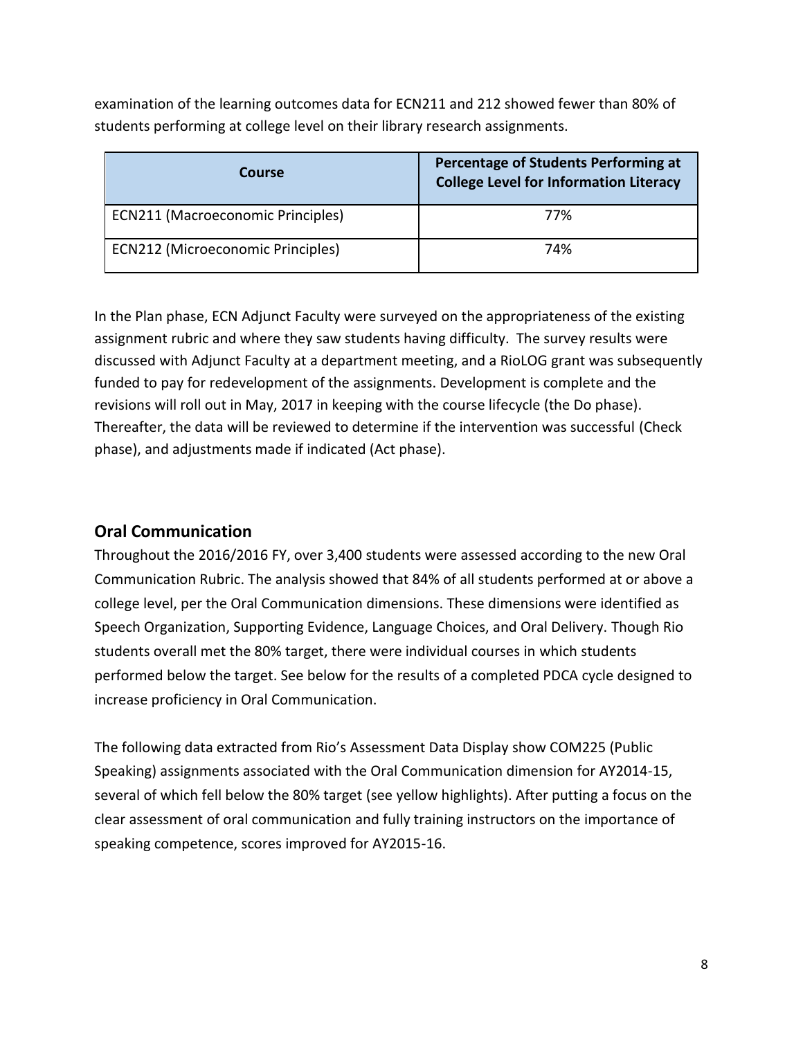examination of the learning outcomes data for ECN211 and 212 showed fewer than 80% of students performing at college level on their library research assignments.

| Course | Percentage of Students Performing at College Level for Information Literacy |
|---|---|
| ECN211 (Macroeconomic Principles) | 77% |
| ECN212 (Microeconomic Principles) | 74% |

In the Plan phase, ECN Adjunct Faculty were surveyed on the appropriateness of the existing assignment rubric and where they saw students having difficulty. The survey results were discussed with Adjunct Faculty at a department meeting, and a RioLOG grant was subsequently funded to pay for redevelopment of the assignments. Development is complete and the revisions will roll out in May, 2017 in keeping with the course lifecycle (the Do phase). Thereafter, the data will be reviewed to determine if the intervention was successful (Check phase), and adjustments made if indicated (Act phase).

## Oral Communication

Throughout the 2016/2016 FY, over 3,400 students were assessed according to the new Oral Communication Rubric. The analysis showed that 84% of all students performed at or above a college level, per the Oral Communication dimensions. These dimensions were identified as Speech Organization, Supporting Evidence, Language Choices, and Oral Delivery. Though Rio students overall met the 80% target, there were individual courses in which students performed below the target. See below for the results of a completed PDCA cycle designed to increase proficiency in Oral Communication.

The following data extracted from Rio's Assessment Data Display show COM225 (Public Speaking) assignments associated with the Oral Communication dimension for AY2014-15, several of which fell below the 80% target (see yellow highlights). After putting a focus on the clear assessment of oral communication and fully training instructors on the importance of speaking competence, scores improved for AY2015-16.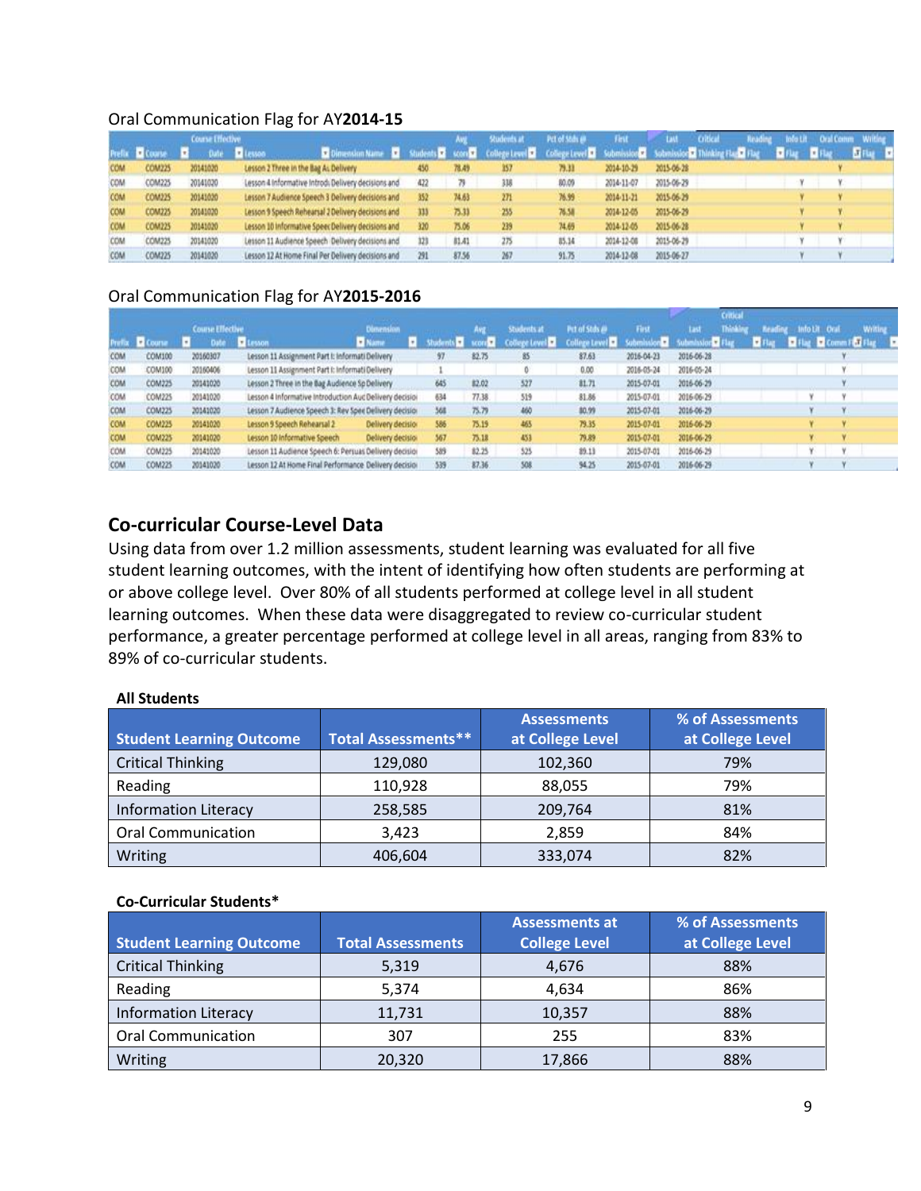Oral Communication Flag for AY**2014-15**

| Prefix | Course | Course Effective Date | Lesson | Dimension Name | Students | Avg score | Students at College Level | Pct of Stds @ College Level | First Submission | Last Submission | Critical Thinking Flag | Reading Flag | Info Lit Flag | Oral Comm Flag | Writing Flag |
|---|---|---|---|---|---|---|---|---|---|---|---|---|---|---|---|
| COM | COM225 | 20141020 | Lesson 2 Three in the Bag Au | Delivery | 450 | 78.49 | 357 | 79.33 | 2014-10-29 | 2015-06-28 | | | | Y | |
| COM | COM225 | 20141020 | Lesson 4 Informative Introdu | Delivery decisions and | 422 | 79 | 338 | 80.09 | 2014-11-07 | 2015-06-29 | | | Y | Y | |
| COM | COM225 | 20141020 | Lesson 7 Audience Speech 3 | Delivery decisions and | 352 | 74.63 | 271 | 76.99 | 2014-11-21 | 2015-06-29 | | | Y | Y | |
| COM | COM225 | 20141020 | Lesson 9 Speech Rehearsal 2 | Delivery decisions and | 333 | 75.33 | 255 | 76.58 | 2014-12-05 | 2015-06-29 | | | Y | Y | |
| COM | COM225 | 20141020 | Lesson 10 Informative Speec | Delivery decisions and | 320 | 75.06 | 239 | 74.69 | 2014-12-05 | 2015-06-28 | | | Y | Y | |
| COM | COM225 | 20141020 | Lesson 11 Audience Speech | Delivery decisions and | 323 | 81.41 | 275 | 85.14 | 2014-12-08 | 2015-06-29 | | | Y | Y | |
| COM | COM225 | 20141020 | Lesson 12 At Home Final Per | Delivery decisions and | 291 | 87.56 | 267 | 91.75 | 2014-12-08 | 2015-06-27 | | | Y | Y | |

Oral Communication Flag for AY**2015-2016**

| Prefix | Course | Course Effective Date | Lesson | Dimension Name | Students | Avg score | Students at College Level | Pct of Stds @ College Level | First Submission | Last Submission | Critical Thinking Flag | Reading Flag | Info Lit Flag | Oral Comm Flag | Writing Flag |
|---|---|---|---|---|---|---|---|---|---|---|---|---|---|---|---|
| COM | COM100 | 20160307 | Lesson 11 Assignment Part I: Informati | Delivery | 97 | 82.75 | 85 | 87.63 | 2016-04-23 | 2016-06-28 | | | | Y | |
| COM | COM100 | 20160406 | Lesson 11 Assignment Part I: Informati | Delivery | 1 | | 0 | 0.00 | 2016-05-24 | 2016-05-24 | | | | Y | |
| COM | COM225 | 20141020 | Lesson 2 Three in the Bag Audience Sp | Delivery | 645 | 82.02 | 527 | 81.71 | 2015-07-01 | 2016-06-29 | | | | Y | |
| COM | COM225 | 20141020 | Lesson 4 Informative Introduction Aud | Delivery decisio | 634 | 77.38 | 519 | 81.86 | 2015-07-01 | 2016-06-29 | | | Y | Y | |
| COM | COM225 | 20141020 | Lesson 7 Audience Speech 3: Rev Spee | Delivery decisio | 568 | 75.79 | 460 | 80.99 | 2015-07-01 | 2016-06-29 | | | Y | Y | |
| COM | COM225 | 20141020 | Lesson 9 Speech Rehearsal 2 | Delivery decisio | 586 | 75.19 | 465 | 79.35 | 2015-07-01 | 2016-06-29 | | | Y | Y | |
| COM | COM225 | 20141020 | Lesson 10 Informative Speech | Delivery decisio | 567 | 75.18 | 453 | 79.89 | 2015-07-01 | 2016-06-29 | | | Y | Y | |
| COM | COM225 | 20141020 | Lesson 11 Audience Speech 6: Persuas | Delivery decisio | 589 | 82.25 | 525 | 89.13 | 2015-07-01 | 2016-06-29 | | | Y | Y | |
| COM | COM225 | 20141020 | Lesson 12 At Home Final Performance | Delivery decisio | 539 | 87.36 | 508 | 94.25 | 2015-07-01 | 2016-06-29 | | | Y | Y | |

## Co-curricular Course-Level Data

Using data from over 1.2 million assessments, student learning was evaluated for all five student learning outcomes, with the intent of identifying how often students are performing at or above college level. Over 80% of all students performed at college level in all student learning outcomes. When these data were disaggregated to review co-curricular student performance, a greater percentage performed at college level in all areas, ranging from 83% to 89% of co-curricular students.

**All Students**

| Student Learning Outcome | Total Assessments** | Assessments at College Level | % of Assessments at College Level |
|---|---|---|---|
| Critical Thinking | 129,080 | 102,360 | 79% |
| Reading | 110,928 | 88,055 | 79% |
| Information Literacy | 258,585 | 209,764 | 81% |
| Oral Communication | 3,423 | 2,859 | 84% |
| Writing | 406,604 | 333,074 | 82% |

**Co-Curricular Students***

| Student Learning Outcome | Total Assessments | Assessments at College Level | % of Assessments at College Level |
|---|---|---|---|
| Critical Thinking | 5,319 | 4,676 | 88% |
| Reading | 5,374 | 4,634 | 86% |
| Information Literacy | 11,731 | 10,357 | 88% |
| Oral Communication | 307 | 255 | 83% |
| Writing | 20,320 | 17,866 | 88% |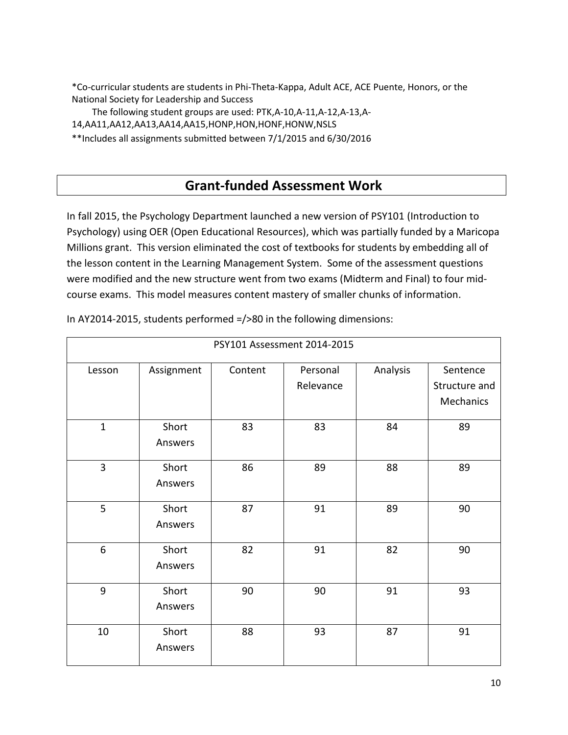*Co-curricular students are students in Phi-Theta-Kappa, Adult ACE, ACE Puente, Honors, or the National Society for Leadership and Success

The following student groups are used: PTK,A-10,A-11,A-12,A-13,A-14,AA11,AA12,AA13,AA14,AA15,HONP,HON,HONF,HONW,NSLS

**Includes all assignments submitted between 7/1/2015 and 6/30/2016

## Grant-funded Assessment Work

In fall 2015, the Psychology Department launched a new version of PSY101 (Introduction to Psychology) using OER (Open Educational Resources), which was partially funded by a Maricopa Millions grant. This version eliminated the cost of textbooks for students by embedding all of the lesson content in the Learning Management System. Some of the assessment questions were modified and the new structure went from two exams (Midterm and Final) to four mid-course exams. This model measures content mastery of smaller chunks of information.

In AY2014-2015, students performed =/>80 in the following dimensions:

| PSY101 Assessment 2014-2015 | | | | | |
|---|---|---|---|---|---|
| Lesson | Assignment | Content | Personal Relevance | Analysis | Sentence Structure and Mechanics |
| 1 | Short Answers | 83 | 83 | 84 | 89 |
| 3 | Short Answers | 86 | 89 | 88 | 89 |
| 5 | Short Answers | 87 | 91 | 89 | 90 |
| 6 | Short Answers | 82 | 91 | 82 | 90 |
| 9 | Short Answers | 90 | 90 | 91 | 93 |
| 10 | Short Answers | 88 | 93 | 87 | 91 |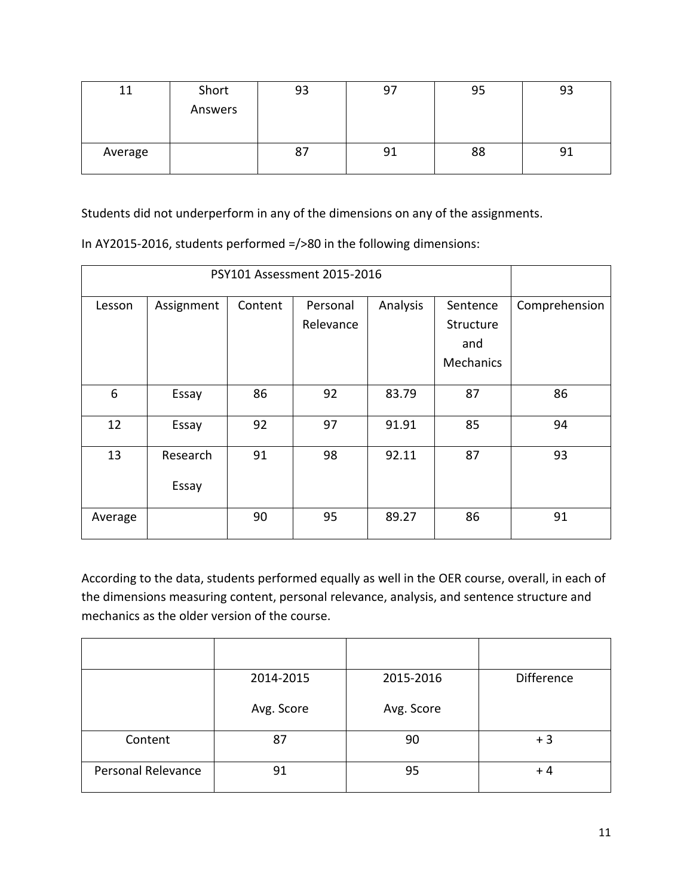| | | | | | |
|---|---|---|---|---|---|
| 11 | Short Answers | 93 | 97 | 95 | 93 |
| Average | | 87 | 91 | 88 | 91 |

Students did not underperform in any of the dimensions on any of the assignments.

In AY2015-2016, students performed =/>80 in the following dimensions:

| PSY101 Assessment 2015-2016 | | | | | | |
|---|---|---|---|---|---|---|
| Lesson | Assignment | Content | Personal Relevance | Analysis | Sentence Structure and Mechanics | Comprehension |
| 6 | Essay | 86 | 92 | 83.79 | 87 | 86 |
| 12 | Essay | 92 | 97 | 91.91 | 85 | 94 |
| 13 | Research Essay | 91 | 98 | 92.11 | 87 | 93 |
| Average | | 90 | 95 | 89.27 | 86 | 91 |

According to the data, students performed equally as well in the OER course, overall, in each of the dimensions measuring content, personal relevance, analysis, and sentence structure and mechanics as the older version of the course.

| | | | |
|---|---|---|---|
| | 2014-2015 Avg. Score | 2015-2016 Avg. Score | Difference |
| Content | 87 | 90 | + 3 |
| Personal Relevance | 91 | 95 | + 4 |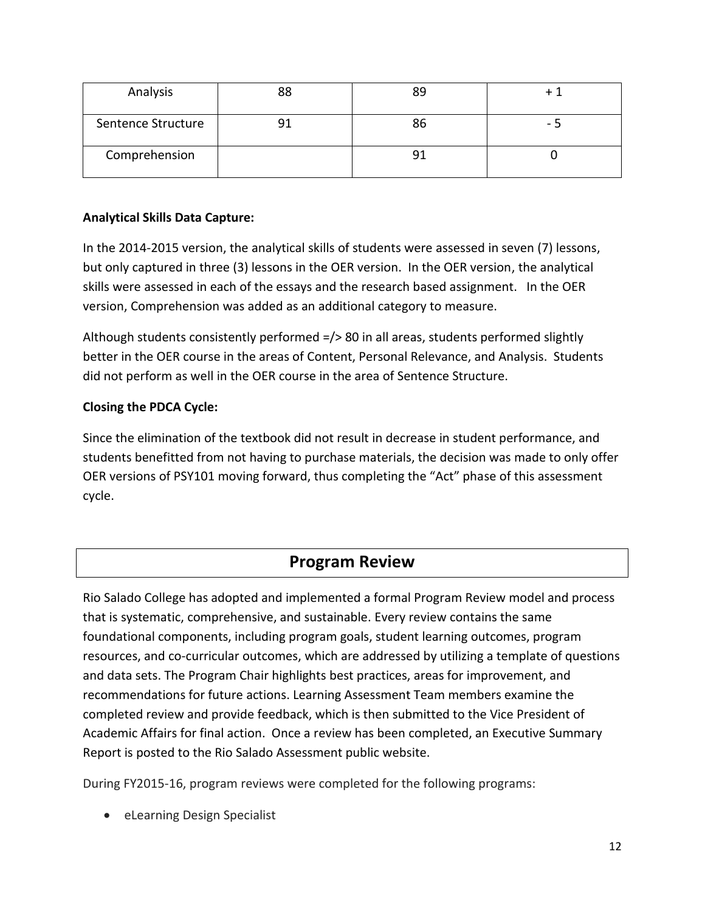| | | | |
|---|---|---|---|
| Analysis | 88 | 89 | + 1 |
| Sentence Structure | 91 | 86 | - 5 |
| Comprehension | | 91 | 0 |

**Analytical Skills Data Capture:**

In the 2014-2015 version, the analytical skills of students were assessed in seven (7) lessons, but only captured in three (3) lessons in the OER version. In the OER version, the analytical skills were assessed in each of the essays and the research based assignment. In the OER version, Comprehension was added as an additional category to measure.

Although students consistently performed =/> 80 in all areas, students performed slightly better in the OER course in the areas of Content, Personal Relevance, and Analysis. Students did not perform as well in the OER course in the area of Sentence Structure.

**Closing the PDCA Cycle:**

Since the elimination of the textbook did not result in decrease in student performance, and students benefitted from not having to purchase materials, the decision was made to only offer OER versions of PSY101 moving forward, thus completing the "Act" phase of this assessment cycle.

## Program Review

Rio Salado College has adopted and implemented a formal Program Review model and process that is systematic, comprehensive, and sustainable. Every review contains the same foundational components, including program goals, student learning outcomes, program resources, and co-curricular outcomes, which are addressed by utilizing a template of questions and data sets. The Program Chair highlights best practices, areas for improvement, and recommendations for future actions. Learning Assessment Team members examine the completed review and provide feedback, which is then submitted to the Vice President of Academic Affairs for final action. Once a review has been completed, an Executive Summary Report is posted to the Rio Salado Assessment public website.

During FY2015-16, program reviews were completed for the following programs:

- eLearning Design Specialist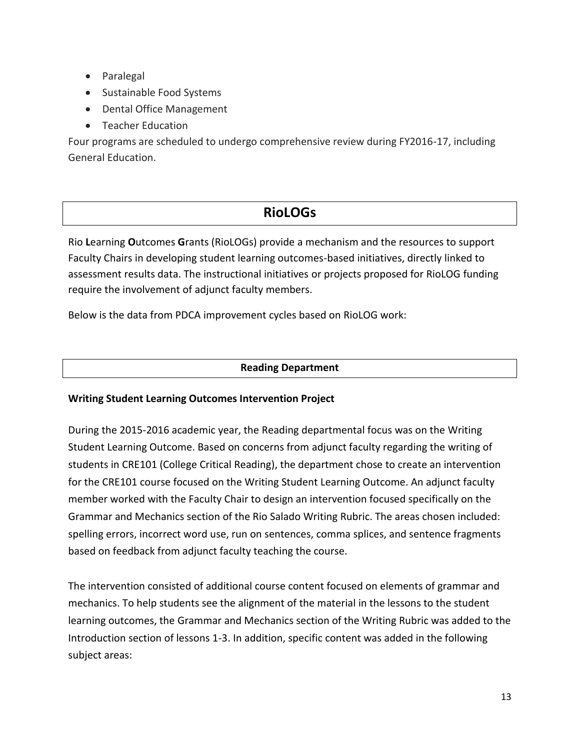- Paralegal
- Sustainable Food Systems
- Dental Office Management
- Teacher Education

Four programs are scheduled to undergo comprehensive review during FY2016-17, including General Education.

## RioLOGs

Rio **L**earning **O**utcomes **G**rants (RioLOGs) provide a mechanism and the resources to support Faculty Chairs in developing student learning outcomes-based initiatives, directly linked to assessment results data. The instructional initiatives or projects proposed for RioLOG funding require the involvement of adjunct faculty members.

Below is the data from PDCA improvement cycles based on RioLOG work:

### Reading Department

**Writing Student Learning Outcomes Intervention Project**

During the 2015-2016 academic year, the Reading departmental focus was on the Writing Student Learning Outcome. Based on concerns from adjunct faculty regarding the writing of students in CRE101 (College Critical Reading), the department chose to create an intervention for the CRE101 course focused on the Writing Student Learning Outcome. An adjunct faculty member worked with the Faculty Chair to design an intervention focused specifically on the Grammar and Mechanics section of the Rio Salado Writing Rubric. The areas chosen included: spelling errors, incorrect word use, run on sentences, comma splices, and sentence fragments based on feedback from adjunct faculty teaching the course.

The intervention consisted of additional course content focused on elements of grammar and mechanics. To help students see the alignment of the material in the lessons to the student learning outcomes, the Grammar and Mechanics section of the Writing Rubric was added to the Introduction section of lessons 1-3. In addition, specific content was added in the following subject areas: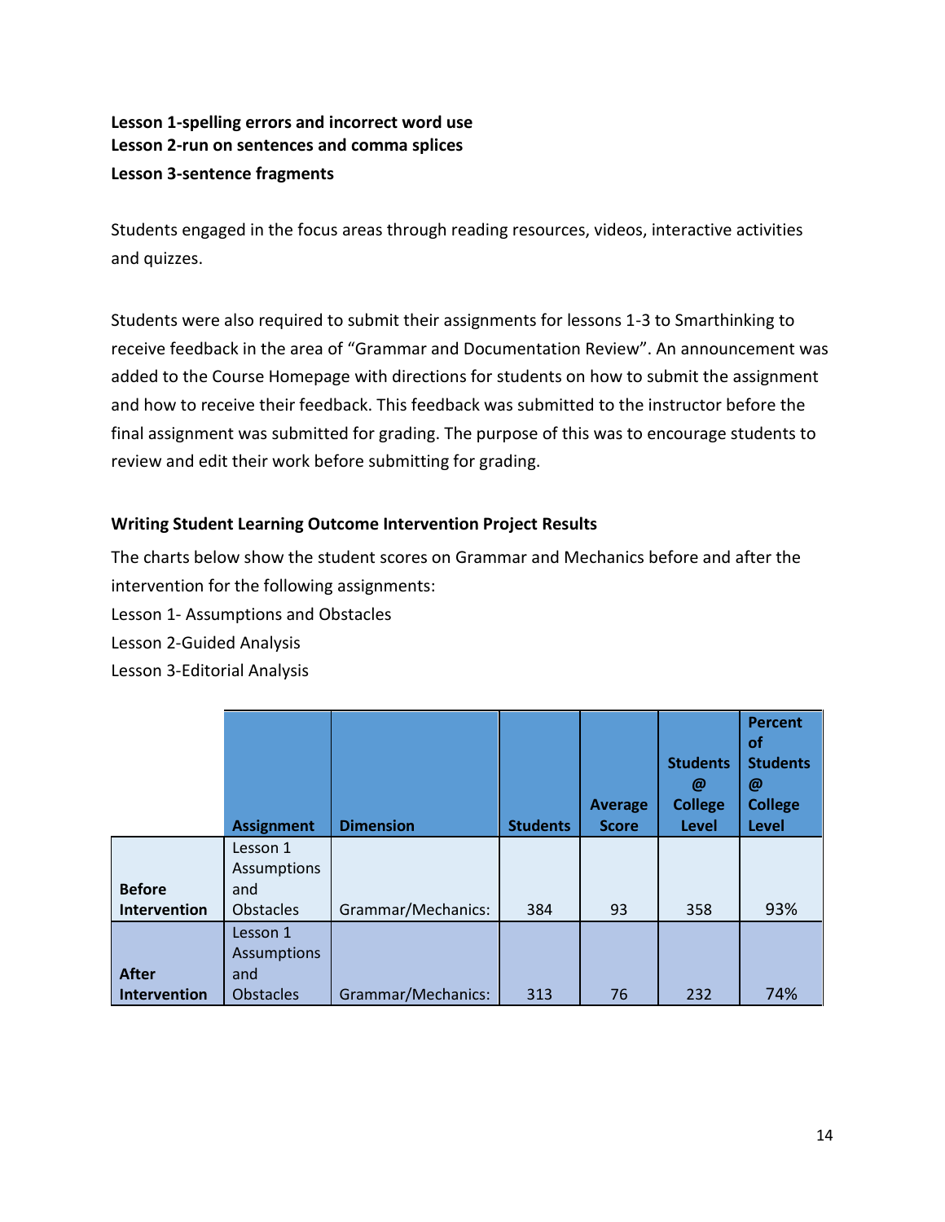**Lesson 1-spelling errors and incorrect word use**
**Lesson 2-run on sentences and comma splices**
**Lesson 3-sentence fragments**

Students engaged in the focus areas through reading resources, videos, interactive activities and quizzes.

Students were also required to submit their assignments for lessons 1-3 to Smarthinking to receive feedback in the area of "Grammar and Documentation Review". An announcement was added to the Course Homepage with directions for students on how to submit the assignment and how to receive their feedback. This feedback was submitted to the instructor before the final assignment was submitted for grading. The purpose of this was to encourage students to review and edit their work before submitting for grading.

**Writing Student Learning Outcome Intervention Project Results**

The charts below show the student scores on Grammar and Mechanics before and after the intervention for the following assignments:
Lesson 1- Assumptions and Obstacles
Lesson 2-Guided Analysis
Lesson 3-Editorial Analysis

| | Assignment | Dimension | Students | Average Score | Students @ College Level | Percent of Students @ College Level |
|---|---|---|---|---|---|---|
| **Before Intervention** | Lesson 1 Assumptions and Obstacles | Grammar/Mechanics: | 384 | 93 | 358 | 93% |
| **After Intervention** | Lesson 1 Assumptions and Obstacles | Grammar/Mechanics: | 313 | 76 | 232 | 74% |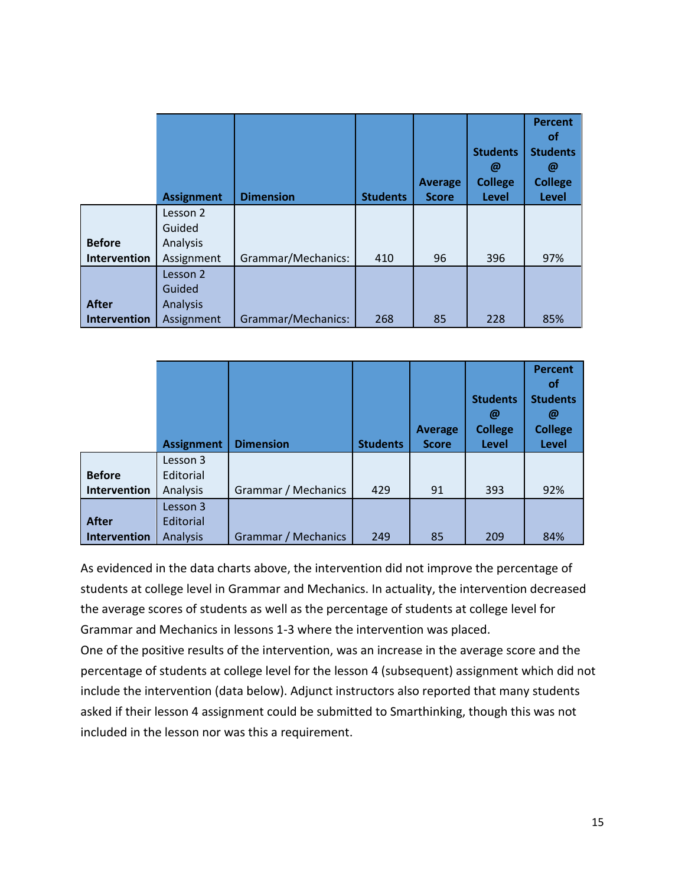| | Assignment | Dimension | Students | Average Score | Students @ College Level | Percent of Students @ College Level |
|---|---|---|---|---|---|---|
| **Before Intervention** | Lesson 2 Guided Analysis Assignment | Grammar/Mechanics: | 410 | 96 | 396 | 97% |
| **After Intervention** | Lesson 2 Guided Analysis Assignment | Grammar/Mechanics: | 268 | 85 | 228 | 85% |

| | Assignment | Dimension | Students | Average Score | Students @ College Level | Percent of Students @ College Level |
|---|---|---|---|---|---|---|
| **Before Intervention** | Lesson 3 Editorial Analysis | Grammar / Mechanics | 429 | 91 | 393 | 92% |
| **After Intervention** | Lesson 3 Editorial Analysis | Grammar / Mechanics | 249 | 85 | 209 | 84% |

As evidenced in the data charts above, the intervention did not improve the percentage of students at college level in Grammar and Mechanics. In actuality, the intervention decreased the average scores of students as well as the percentage of students at college level for Grammar and Mechanics in lessons 1-3 where the intervention was placed.

One of the positive results of the intervention, was an increase in the average score and the percentage of students at college level for the lesson 4 (subsequent) assignment which did not include the intervention (data below). Adjunct instructors also reported that many students asked if their lesson 4 assignment could be submitted to Smarthinking, though this was not included in the lesson nor was this a requirement.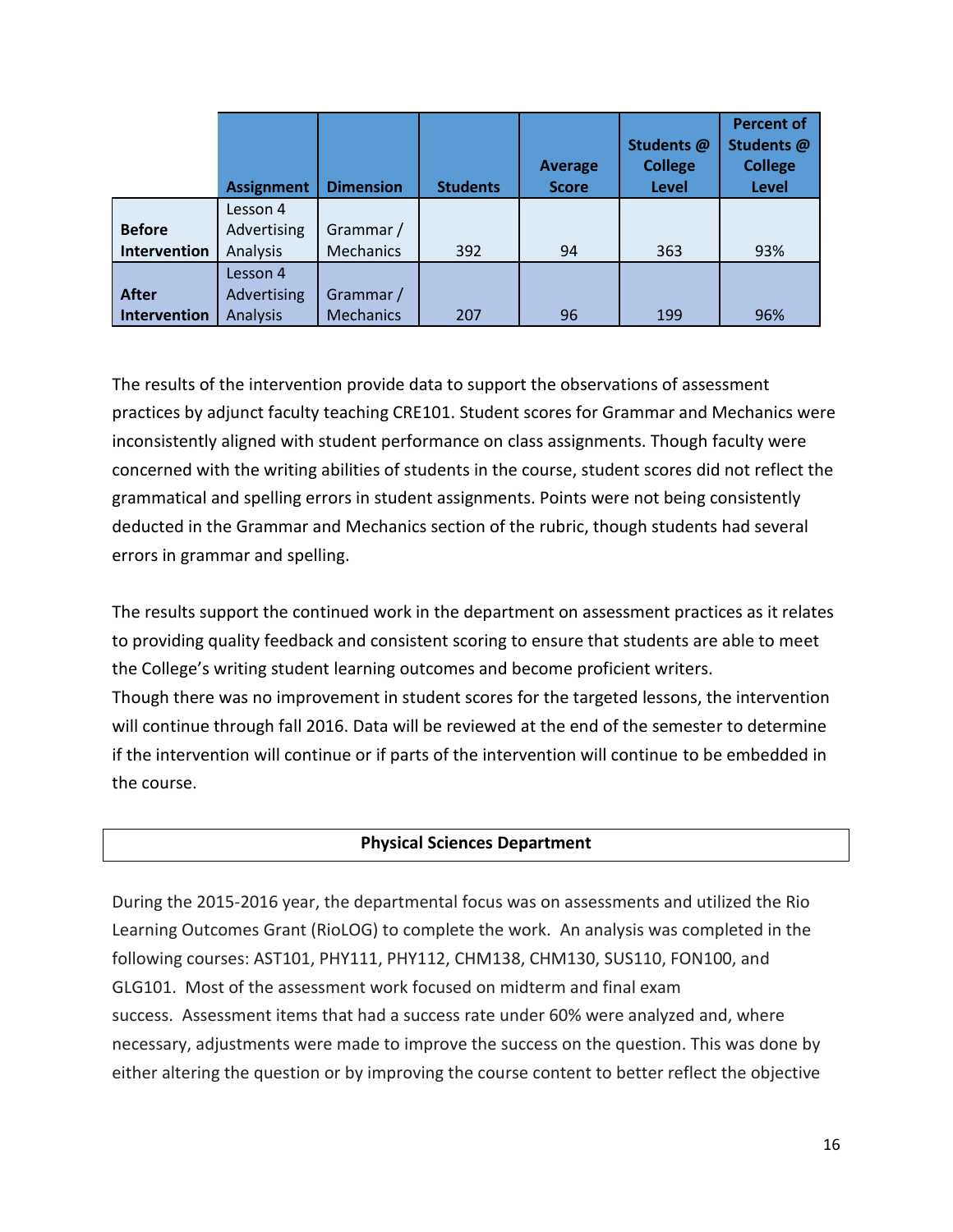| | Assignment | Dimension | Students | Average Score | Students @ College Level | Percent of Students @ College Level |
|---|---|---|---|---|---|---|
| **Before Intervention** | Lesson 4 Advertising Analysis | Grammar / Mechanics | 392 | 94 | 363 | 93% |
| **After Intervention** | Lesson 4 Advertising Analysis | Grammar / Mechanics | 207 | 96 | 199 | 96% |

The results of the intervention provide data to support the observations of assessment practices by adjunct faculty teaching CRE101. Student scores for Grammar and Mechanics were inconsistently aligned with student performance on class assignments. Though faculty were concerned with the writing abilities of students in the course, student scores did not reflect the grammatical and spelling errors in student assignments. Points were not being consistently deducted in the Grammar and Mechanics section of the rubric, though students had several errors in grammar and spelling.

The results support the continued work in the department on assessment practices as it relates to providing quality feedback and consistent scoring to ensure that students are able to meet the College's writing student learning outcomes and become proficient writers.
Though there was no improvement in student scores for the targeted lessons, the intervention will continue through fall 2016. Data will be reviewed at the end of the semester to determine if the intervention will continue or if parts of the intervention will continue to be embedded in the course.

## Physical Sciences Department

During the 2015-2016 year, the departmental focus was on assessments and utilized the Rio Learning Outcomes Grant (RioLOG) to complete the work. An analysis was completed in the following courses: AST101, PHY111, PHY112, CHM138, CHM130, SUS110, FON100, and GLG101. Most of the assessment work focused on midterm and final exam success. Assessment items that had a success rate under 60% were analyzed and, where necessary, adjustments were made to improve the success on the question. This was done by either altering the question or by improving the course content to better reflect the objective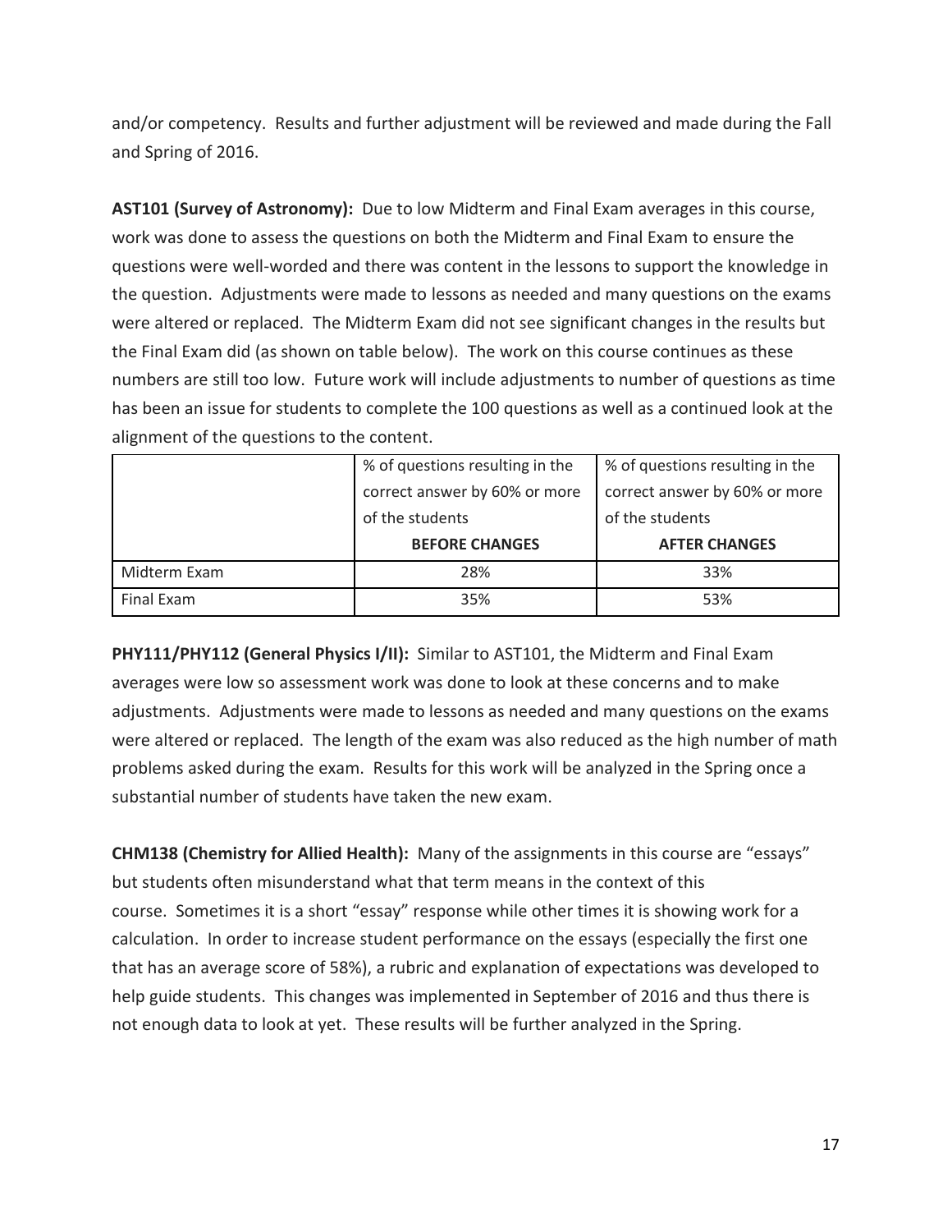and/or competency. Results and further adjustment will be reviewed and made during the Fall and Spring of 2016.

**AST101 (Survey of Astronomy):** Due to low Midterm and Final Exam averages in this course, work was done to assess the questions on both the Midterm and Final Exam to ensure the questions were well-worded and there was content in the lessons to support the knowledge in the question. Adjustments were made to lessons as needed and many questions on the exams were altered or replaced. The Midterm Exam did not see significant changes in the results but the Final Exam did (as shown on table below). The work on this course continues as these numbers are still too low. Future work will include adjustments to number of questions as time has been an issue for students to complete the 100 questions as well as a continued look at the alignment of the questions to the content.

| | % of questions resulting in the correct answer by 60% or more of the students **BEFORE CHANGES** | % of questions resulting in the correct answer by 60% or more of the students **AFTER CHANGES** |
|---|---|---|
| Midterm Exam | 28% | 33% |
| Final Exam | 35% | 53% |

**PHY111/PHY112 (General Physics I/II):** Similar to AST101, the Midterm and Final Exam averages were low so assessment work was done to look at these concerns and to make adjustments. Adjustments were made to lessons as needed and many questions on the exams were altered or replaced. The length of the exam was also reduced as the high number of math problems asked during the exam. Results for this work will be analyzed in the Spring once a substantial number of students have taken the new exam.

**CHM138 (Chemistry for Allied Health):** Many of the assignments in this course are "essays" but students often misunderstand what that term means in the context of this course. Sometimes it is a short "essay" response while other times it is showing work for a calculation. In order to increase student performance on the essays (especially the first one that has an average score of 58%), a rubric and explanation of expectations was developed to help guide students. This changes was implemented in September of 2016 and thus there is not enough data to look at yet. These results will be further analyzed in the Spring.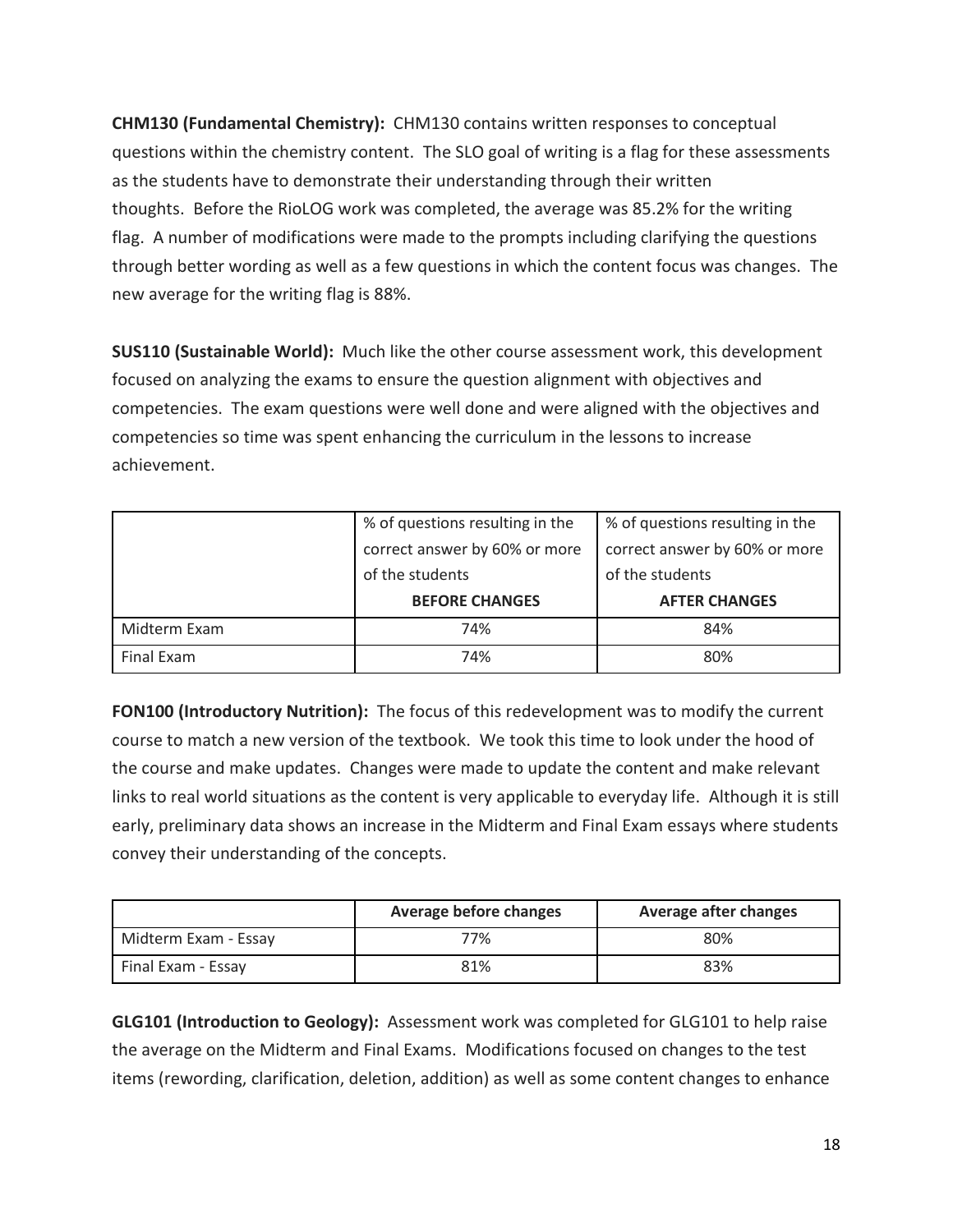**CHM130 (Fundamental Chemistry):** CHM130 contains written responses to conceptual questions within the chemistry content. The SLO goal of writing is a flag for these assessments as the students have to demonstrate their understanding through their written thoughts. Before the RioLOG work was completed, the average was 85.2% for the writing flag. A number of modifications were made to the prompts including clarifying the questions through better wording as well as a few questions in which the content focus was changes. The new average for the writing flag is 88%.

**SUS110 (Sustainable World):** Much like the other course assessment work, this development focused on analyzing the exams to ensure the question alignment with objectives and competencies. The exam questions were well done and were aligned with the objectives and competencies so time was spent enhancing the curriculum in the lessons to increase achievement.

| | % of questions resulting in the correct answer by 60% or more of the students **BEFORE CHANGES** | % of questions resulting in the correct answer by 60% or more of the students **AFTER CHANGES** |
|---|---|---|
| Midterm Exam | 74% | 84% |
| Final Exam | 74% | 80% |

**FON100 (Introductory Nutrition):** The focus of this redevelopment was to modify the current course to match a new version of the textbook. We took this time to look under the hood of the course and make updates. Changes were made to update the content and make relevant links to real world situations as the content is very applicable to everyday life. Although it is still early, preliminary data shows an increase in the Midterm and Final Exam essays where students convey their understanding of the concepts.

| | Average before changes | Average after changes |
|---|---|---|
| Midterm Exam - Essay | 77% | 80% |
| Final Exam - Essay | 81% | 83% |

**GLG101 (Introduction to Geology):** Assessment work was completed for GLG101 to help raise the average on the Midterm and Final Exams. Modifications focused on changes to the test items (rewording, clarification, deletion, addition) as well as some content changes to enhance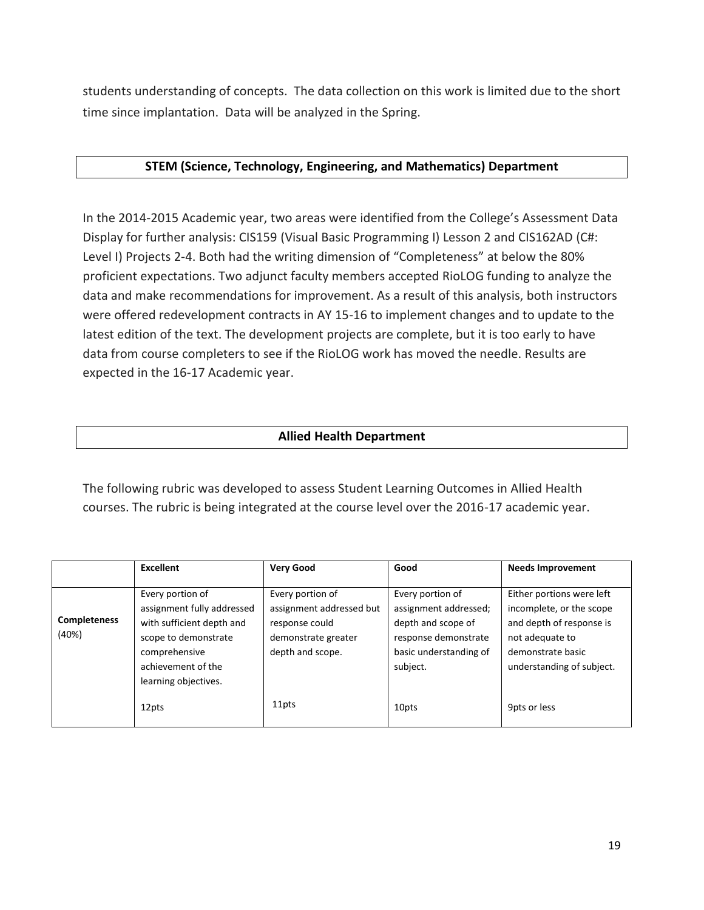students understanding of concepts. The data collection on this work is limited due to the short time since implantation. Data will be analyzed in the Spring.

## STEM (Science, Technology, Engineering, and Mathematics) Department

In the 2014-2015 Academic year, two areas were identified from the College's Assessment Data Display for further analysis: CIS159 (Visual Basic Programming I) Lesson 2 and CIS162AD (C#: Level I) Projects 2-4. Both had the writing dimension of "Completeness" at below the 80% proficient expectations. Two adjunct faculty members accepted RioLOG funding to analyze the data and make recommendations for improvement. As a result of this analysis, both instructors were offered redevelopment contracts in AY 15-16 to implement changes and to update to the latest edition of the text. The development projects are complete, but it is too early to have data from course completers to see if the RioLOG work has moved the needle. Results are expected in the 16-17 Academic year.

## Allied Health Department

The following rubric was developed to assess Student Learning Outcomes in Allied Health courses. The rubric is being integrated at the course level over the 2016-17 academic year.

| | **Excellent** | **Very Good** | **Good** | **Needs Improvement** |
|---|---|---|---|---|
| **Completeness** (40%) | Every portion of assignment fully addressed with sufficient depth and scope to demonstrate comprehensive achievement of the learning objectives.<br><br>12pts | Every portion of assignment addressed but response could demonstrate greater depth and scope.<br><br>11pts | Every portion of assignment addressed; depth and scope of response demonstrate basic understanding of subject.<br><br>10pts | Either portions were left incomplete, or the scope and depth of response is not adequate to demonstrate basic understanding of subject.<br><br>9pts or less |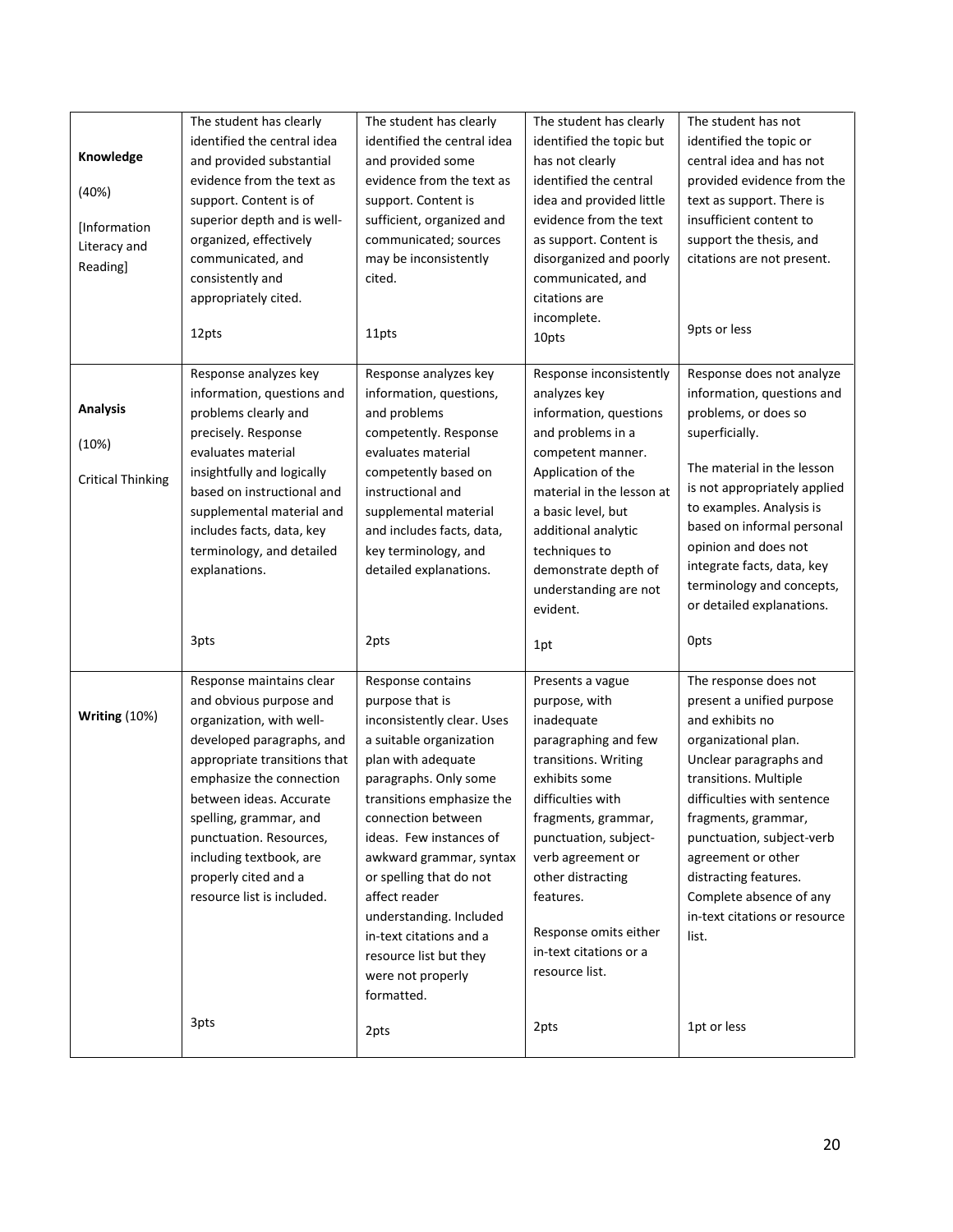| | | | | |
|---|---|---|---|---|
| **Knowledge** (40%) [Information Literacy and Reading] | The student has clearly identified the central idea and provided substantial evidence from the text as support. Content is of superior depth and is well-organized, effectively communicated, and consistently and appropriately cited. 12pts | The student has clearly identified the central idea and provided some evidence from the text as support. Content is sufficient, organized and communicated; sources may be inconsistently cited. 11pts | The student has clearly identified the topic but has not clearly identified the central idea and provided little evidence from the text as support. Content is disorganized and poorly communicated, and citations are incomplete. 10pts | The student has not identified the topic or central idea and has not provided evidence from the text as support. There is insufficient content to support the thesis, and citations are not present. 9pts or less |
| **Analysis** (10%) Critical Thinking | Response analyzes key information, questions and problems clearly and precisely. Response evaluates material insightfully and logically based on instructional and supplemental material and includes facts, data, key terminology, and detailed explanations. 3pts | Response analyzes key information, questions, and problems competently. Response evaluates material competently based on instructional and supplemental material and includes facts, data, key terminology, and detailed explanations. 2pts | Response inconsistently analyzes key information, questions and problems in a competent manner. Application of the material in the lesson at a basic level, but additional analytic techniques to demonstrate depth of understanding are not evident. 1pt | Response does not analyze information, questions and problems, or does so superficially. The material in the lesson is not appropriately applied to examples. Analysis is based on informal personal opinion and does not integrate facts, data, key terminology and concepts, or detailed explanations. 0pts |
| **Writing** (10%) | Response maintains clear and obvious purpose and organization, with well-developed paragraphs, and appropriate transitions that emphasize the connection between ideas. Accurate spelling, grammar, and punctuation. Resources, including textbook, are properly cited and a resource list is included. 3pts | Response contains purpose that is inconsistently clear. Uses a suitable organization plan with adequate paragraphs. Only some transitions emphasize the connection between ideas. Few instances of awkward grammar, syntax or spelling that do not affect reader understanding. Included in-text citations and a resource list but they were not properly formatted. 2pts | Presents a vague purpose, with inadequate paragraphing and few transitions. Writing exhibits some difficulties with fragments, grammar, punctuation, subject-verb agreement or other distracting features. Response omits either in-text citations or a resource list. 2pts | The response does not present a unified purpose and exhibits no organizational plan. Unclear paragraphs and transitions. Multiple difficulties with sentence fragments, grammar, punctuation, subject-verb agreement or other distracting features. Complete absence of any in-text citations or resource list. 1pt or less |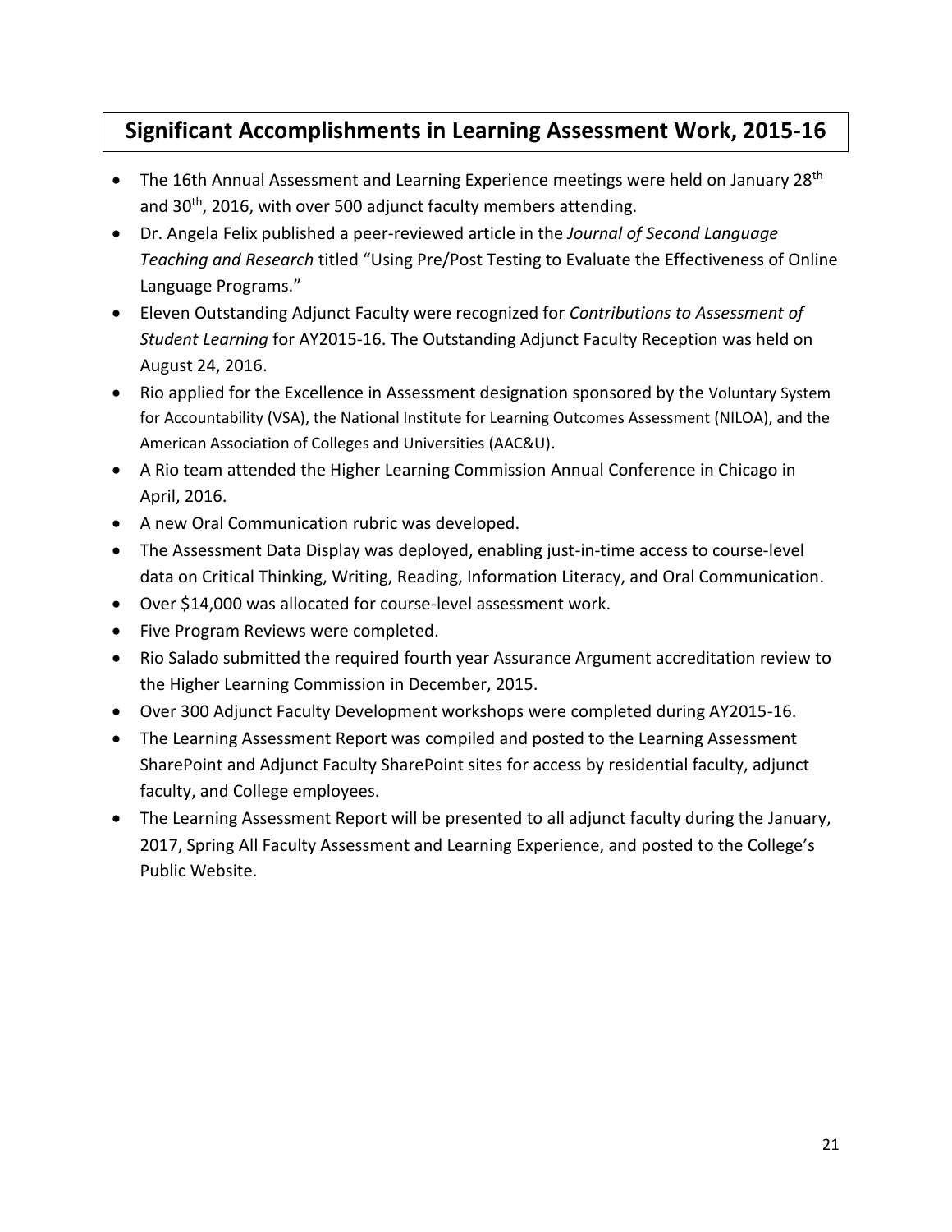## Significant Accomplishments in Learning Assessment Work, 2015-16

- The 16th Annual Assessment and Learning Experience meetings were held on January 28th and 30th, 2016, with over 500 adjunct faculty members attending.
- Dr. Angela Felix published a peer-reviewed article in the *Journal of Second Language Teaching and Research* titled "Using Pre/Post Testing to Evaluate the Effectiveness of Online Language Programs."
- Eleven Outstanding Adjunct Faculty were recognized for *Contributions to Assessment of Student Learning* for AY2015-16. The Outstanding Adjunct Faculty Reception was held on August 24, 2016.
- Rio applied for the Excellence in Assessment designation sponsored by the Voluntary System for Accountability (VSA), the National Institute for Learning Outcomes Assessment (NILOA), and the American Association of Colleges and Universities (AAC&U).
- A Rio team attended the Higher Learning Commission Annual Conference in Chicago in April, 2016.
- A new Oral Communication rubric was developed.
- The Assessment Data Display was deployed, enabling just-in-time access to course-level data on Critical Thinking, Writing, Reading, Information Literacy, and Oral Communication.
- Over $14,000 was allocated for course-level assessment work.
- Five Program Reviews were completed.
- Rio Salado submitted the required fourth year Assurance Argument accreditation review to the Higher Learning Commission in December, 2015.
- Over 300 Adjunct Faculty Development workshops were completed during AY2015-16.
- The Learning Assessment Report was compiled and posted to the Learning Assessment SharePoint and Adjunct Faculty SharePoint sites for access by residential faculty, adjunct faculty, and College employees.
- The Learning Assessment Report will be presented to all adjunct faculty during the January, 2017, Spring All Faculty Assessment and Learning Experience, and posted to the College's Public Website.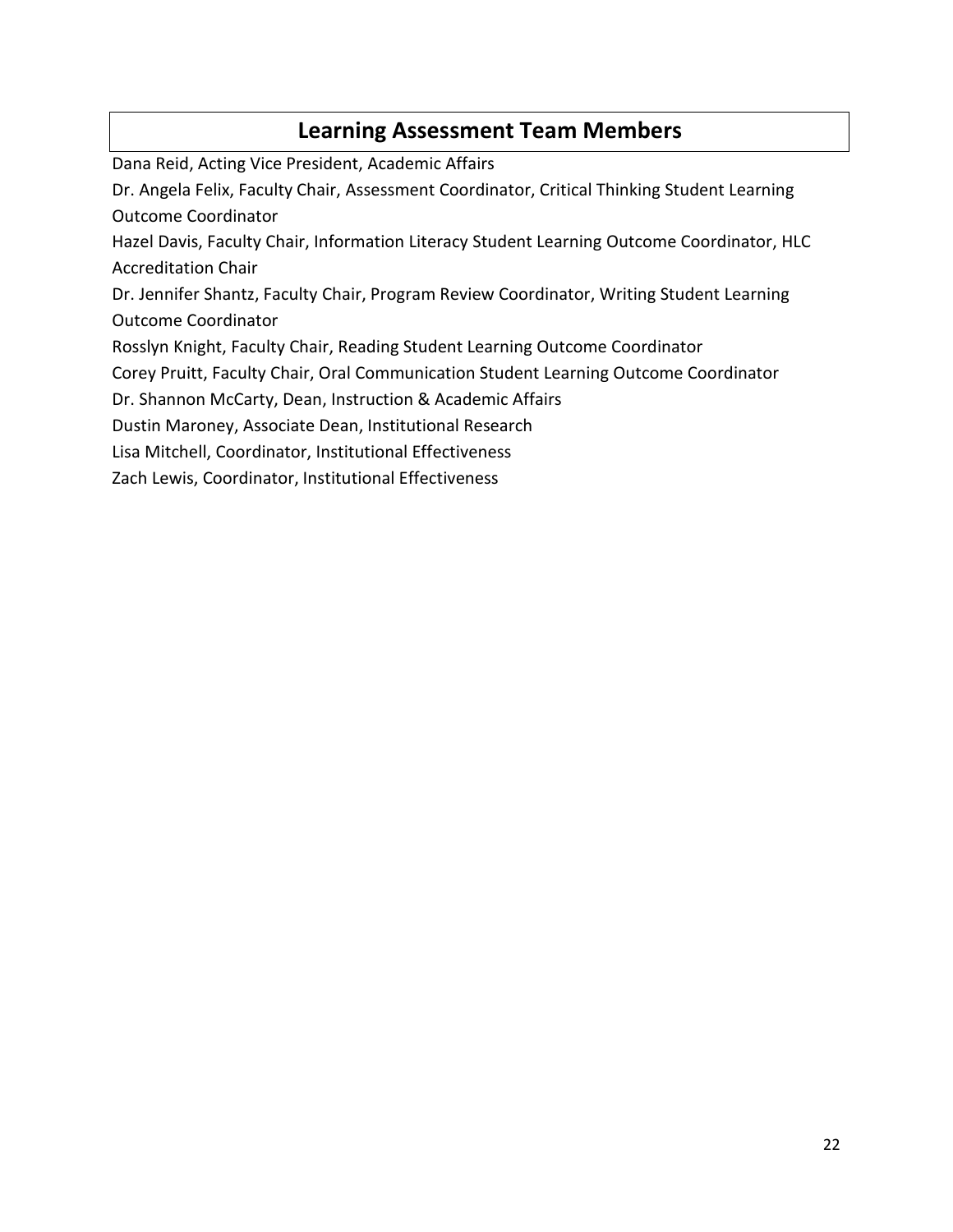## Learning Assessment Team Members

Dana Reid, Acting Vice President, Academic Affairs

Dr. Angela Felix, Faculty Chair, Assessment Coordinator, Critical Thinking Student Learning Outcome Coordinator

Hazel Davis, Faculty Chair, Information Literacy Student Learning Outcome Coordinator, HLC Accreditation Chair

Dr. Jennifer Shantz, Faculty Chair, Program Review Coordinator, Writing Student Learning Outcome Coordinator

Rosslyn Knight, Faculty Chair, Reading Student Learning Outcome Coordinator

Corey Pruitt, Faculty Chair, Oral Communication Student Learning Outcome Coordinator

Dr. Shannon McCarty, Dean, Instruction & Academic Affairs

Dustin Maroney, Associate Dean, Institutional Research

Lisa Mitchell, Coordinator, Institutional Effectiveness

Zach Lewis, Coordinator, Institutional Effectiveness